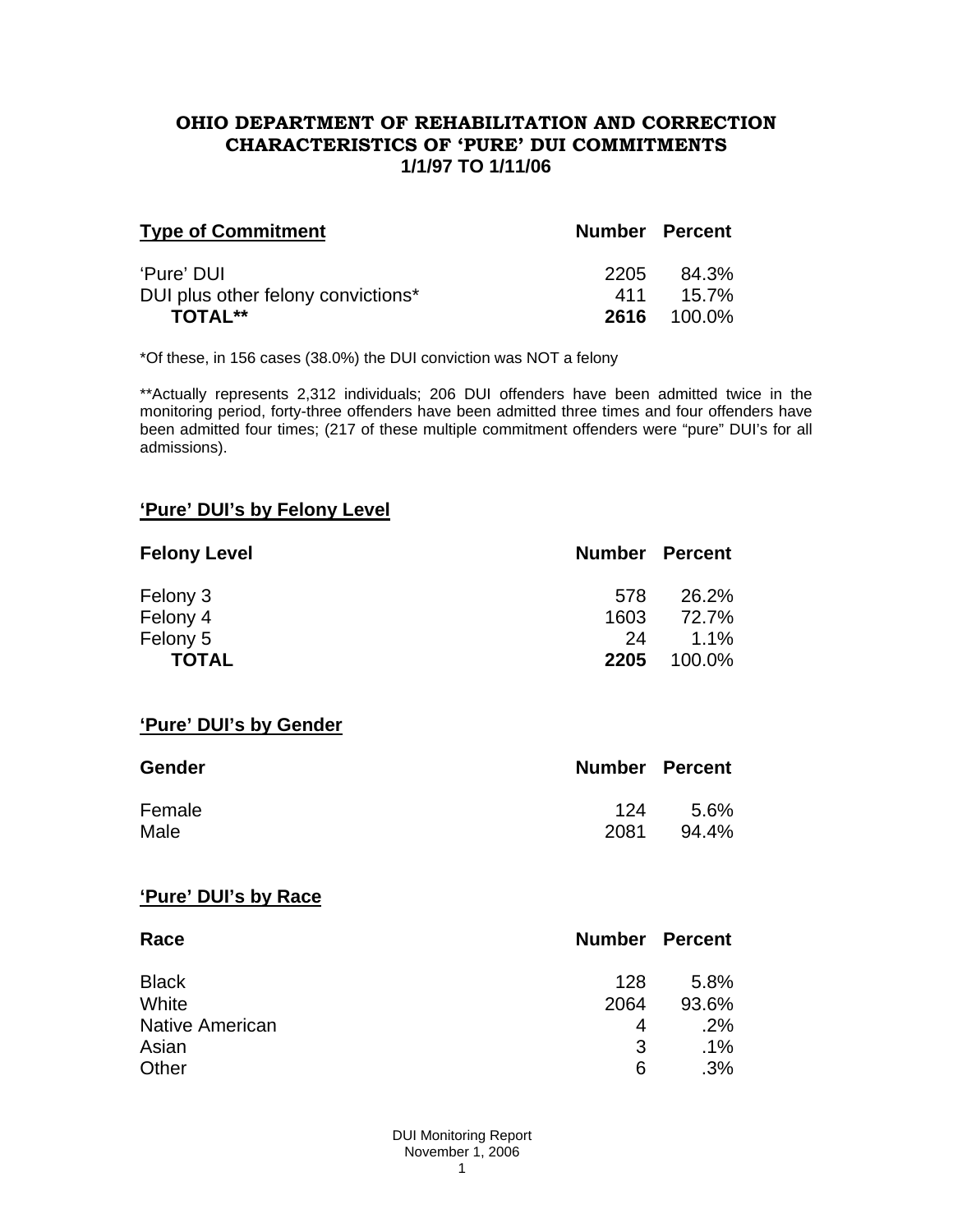# OHIO DEPARTMENT OF REHABILITATION AND CORRECTION
# CHARACTERISTICS OF 'PURE' DUI COMMITMENTS
## 1/1/97 TO 1/11/06

| Type of Commitment | Number | Percent |
|---|---|---|
| 'Pure' DUI | 2205 | 84.3% |
| DUI plus other felony convictions* | 411 | 15.7% |
| **TOTAL**** | **2616** | 100.0% |

*Of these, in 156 cases (38.0%) the DUI conviction was NOT a felony

**Actually represents 2,312 individuals; 206 DUI offenders have been admitted twice in the monitoring period, forty-three offenders have been admitted three times and four offenders have been admitted four times; (217 of these multiple commitment offenders were "pure" DUI's for all admissions).

### 'Pure' DUI's by Felony Level

| Felony Level | Number | Percent |
|---|---|---|
| Felony 3 | 578 | 26.2% |
| Felony 4 | 1603 | 72.7% |
| Felony 5 | 24 | 1.1% |
| **TOTAL** | **2205** | 100.0% |

### 'Pure' DUI's by Gender

| Gender | Number | Percent |
|---|---|---|
| Female | 124 | 5.6% |
| Male | 2081 | 94.4% |

### 'Pure' DUI's by Race

| Race | Number | Percent |
|---|---|---|
| Black | 128 | 5.8% |
| White | 2064 | 93.6% |
| Native American | 4 | .2% |
| Asian | 3 | .1% |
| Other | 6 | .3% |

DUI Monitoring Report
November 1, 2006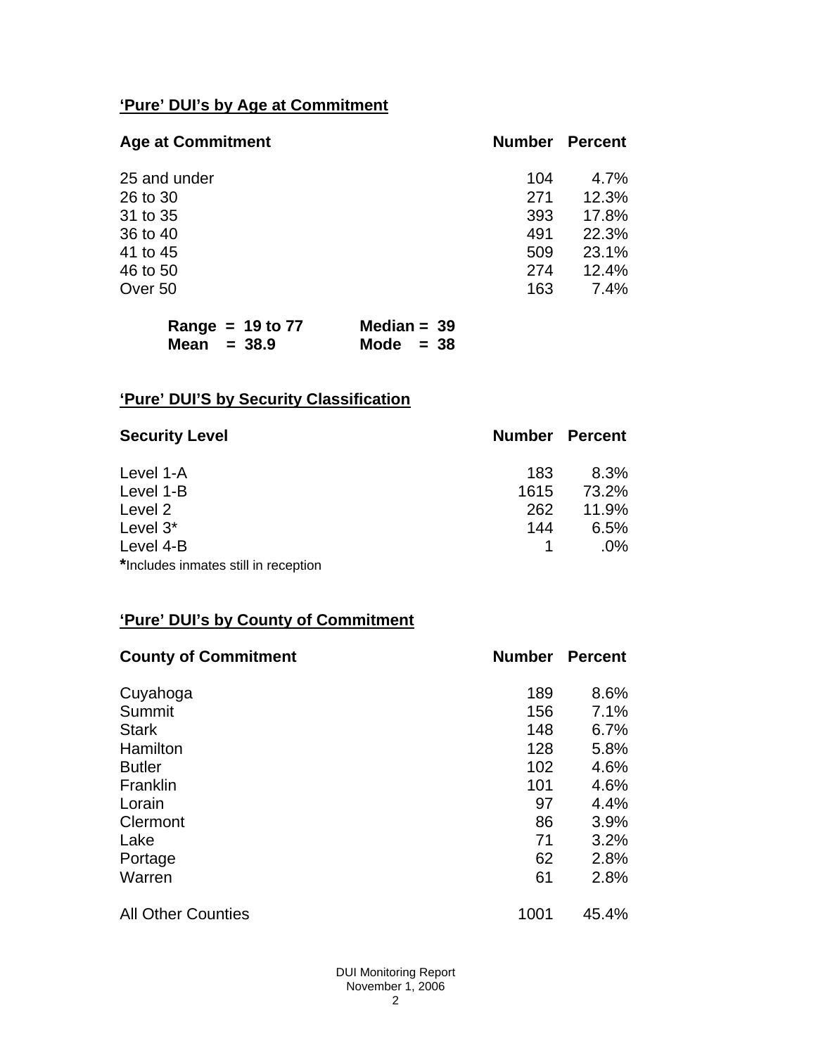## 'Pure' DUI's by Age at Commitment

| Age at Commitment | Number | Percent |
|---|---|---|
| 25 and under | 104 | 4.7% |
| 26 to 30 | 271 | 12.3% |
| 31 to 35 | 393 | 17.8% |
| 36 to 40 | 491 | 22.3% |
| 41 to 45 | 509 | 23.1% |
| 46 to 50 | 274 | 12.4% |
| Over 50 | 163 | 7.4% |

**Range = 19 to 77** **Median = 39**
**Mean = 38.9** **Mode = 38**

## 'Pure' DUI'S by Security Classification

| Security Level | Number | Percent |
|---|---|---|
| Level 1-A | 183 | 8.3% |
| Level 1-B | 1615 | 73.2% |
| Level 2 | 262 | 11.9% |
| Level 3* | 144 | 6.5% |
| Level 4-B | 1 | .0% |

*Includes inmates still in reception

## 'Pure' DUI's by County of Commitment

| County of Commitment | Number | Percent |
|---|---|---|
| Cuyahoga | 189 | 8.6% |
| Summit | 156 | 7.1% |
| Stark | 148 | 6.7% |
| Hamilton | 128 | 5.8% |
| Butler | 102 | 4.6% |
| Franklin | 101 | 4.6% |
| Lorain | 97 | 4.4% |
| Clermont | 86 | 3.9% |
| Lake | 71 | 3.2% |
| Portage | 62 | 2.8% |
| Warren | 61 | 2.8% |
| All Other Counties | 1001 | 45.4% |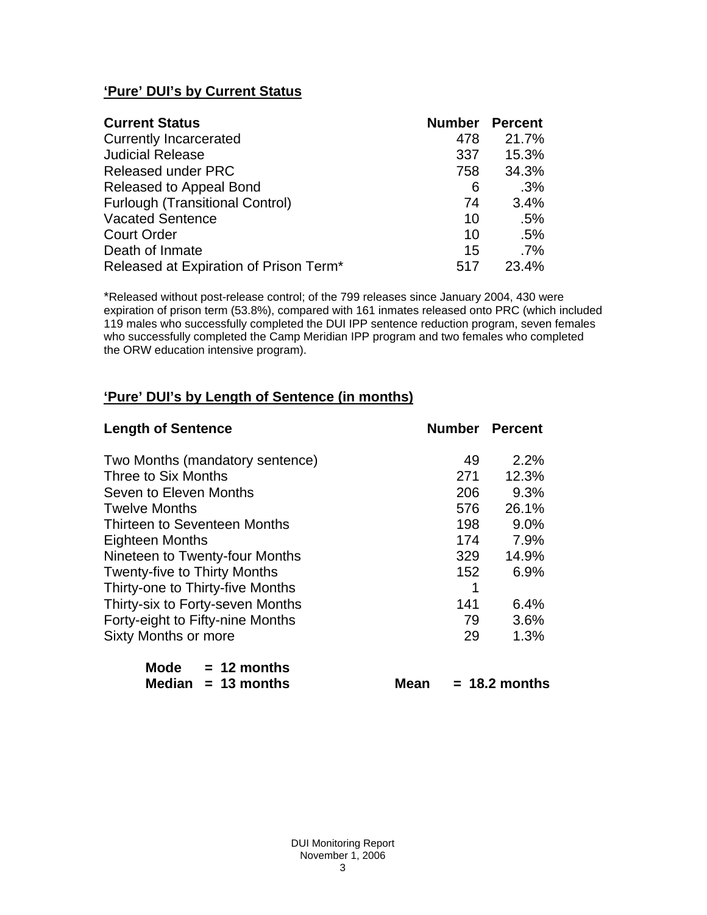## 'Pure' DUI's by Current Status

| Current Status | Number | Percent |
|---|---|---|
| Currently Incarcerated | 478 | 21.7% |
| Judicial Release | 337 | 15.3% |
| Released under PRC | 758 | 34.3% |
| Released to Appeal Bond | 6 | .3% |
| Furlough (Transitional Control) | 74 | 3.4% |
| Vacated Sentence | 10 | .5% |
| Court Order | 10 | .5% |
| Death of Inmate | 15 | .7% |
| Released at Expiration of Prison Term* | 517 | 23.4% |

*Released without post-release control; of the 799 releases since January 2004, 430 were expiration of prison term (53.8%), compared with 161 inmates released onto PRC (which included 119 males who successfully completed the DUI IPP sentence reduction program, seven females who successfully completed the Camp Meridian IPP program and two females who completed the ORW education intensive program).

## 'Pure' DUI's by Length of Sentence (in months)

| Length of Sentence | Number | Percent |
|---|---|---|
| Two Months (mandatory sentence) | 49 | 2.2% |
| Three to Six Months | 271 | 12.3% |
| Seven to Eleven Months | 206 | 9.3% |
| Twelve Months | 576 | 26.1% |
| Thirteen to Seventeen Months | 198 | 9.0% |
| Eighteen Months | 174 | 7.9% |
| Nineteen to Twenty-four Months | 329 | 14.9% |
| Twenty-five to Thirty Months | 152 | 6.9% |
| Thirty-one to Thirty-five Months | 1 | |
| Thirty-six to Forty-seven Months | 141 | 6.4% |
| Forty-eight to Fifty-nine Months | 79 | 3.6% |
| Sixty Months or more | 29 | 1.3% |

**Mode = 12 months**
**Median = 13 months** **Mean = 18.2 months**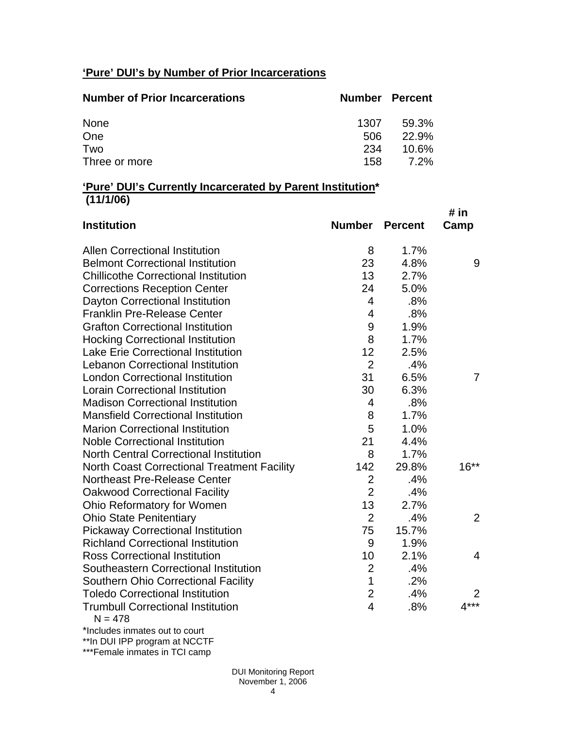## 'Pure' DUI's by Number of Prior Incarcerations

| Number of Prior Incarcerations | Number | Percent |
|---|---|---|
| None | 1307 | 59.3% |
| One | 506 | 22.9% |
| Two | 234 | 10.6% |
| Three or more | 158 | 7.2% |

## 'Pure' DUI's Currently Incarcerated by Parent Institution* (11/1/06)

| Institution | Number | Percent | # in Camp |
|---|---|---|---|
| Allen Correctional Institution | 8 | 1.7% | |
| Belmont Correctional Institution | 23 | 4.8% | 9 |
| Chillicothe Correctional Institution | 13 | 2.7% | |
| Corrections Reception Center | 24 | 5.0% | |
| Dayton Correctional Institution | 4 | .8% | |
| Franklin Pre-Release Center | 4 | .8% | |
| Grafton Correctional Institution | 9 | 1.9% | |
| Hocking Correctional Institution | 8 | 1.7% | |
| Lake Erie Correctional Institution | 12 | 2.5% | |
| Lebanon Correctional Institution | 2 | .4% | |
| London Correctional Institution | 31 | 6.5% | 7 |
| Lorain Correctional Institution | 30 | 6.3% | |
| Madison Correctional Institution | 4 | .8% | |
| Mansfield Correctional Institution | 8 | 1.7% | |
| Marion Correctional Institution | 5 | 1.0% | |
| Noble Correctional Institution | 21 | 4.4% | |
| North Central Correctional Institution | 8 | 1.7% | |
| North Coast Correctional Treatment Facility | 142 | 29.8% | 16** |
| Northeast Pre-Release Center | 2 | .4% | |
| Oakwood Correctional Facility | 2 | .4% | |
| Ohio Reformatory for Women | 13 | 2.7% | |
| Ohio State Penitentiary | 2 | .4% | 2 |
| Pickaway Correctional Institution | 75 | 15.7% | |
| Richland Correctional Institution | 9 | 1.9% | |
| Ross Correctional Institution | 10 | 2.1% | 4 |
| Southeastern Correctional Institution | 2 | .4% | |
| Southern Ohio Correctional Facility | 1 | .2% | |
| Toledo Correctional Institution | 2 | .4% | 2 |
| Trumbull Correctional Institution | 4 | .8% | 4*** |

N = 478

*Includes inmates out to court

**In DUI IPP program at NCCTF

***Female inmates in TCI camp

DUI Monitoring Report
November 1, 2006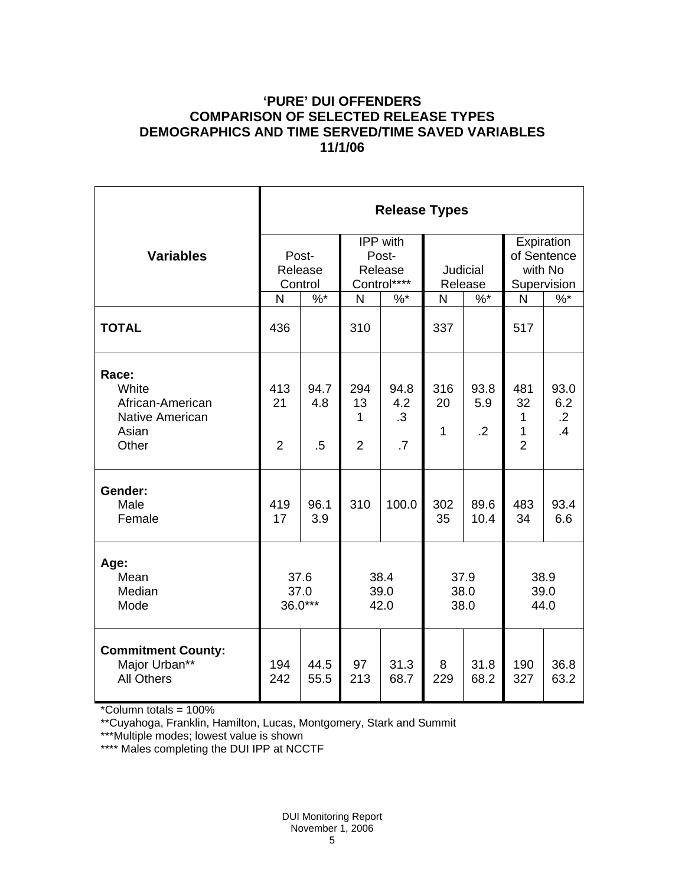**'PURE' DUI OFFENDERS**
**COMPARISON OF SELECTED RELEASE TYPES**
**DEMOGRAPHICS AND TIME SERVED/TIME SAVED VARIABLES**
**11/1/06**

| Variables | Release Types | | | | | | | |
|---|---|---|---|---|---|---|---|---|
| | Post-Release Control | | IPP with Post-Release Control**** | | Judicial Release | | Expiration of Sentence with No Supervision | |
| | N | %* | N | %* | N | %* | N | %* |
| **TOTAL** | 436 | | 310 | | 337 | | 517 | |
| **Race:** | | | | | | | | |
| White | 413 | 94.7 | 294 | 94.8 | 316 | 93.8 | 481 | 93.0 |
| African-American | 21 | 4.8 | 13 | 4.2 | 20 | 5.9 | 32 | 6.2 |
| Native American | | | 1 | .3 | | | 1 | .2 |
| Asian | | | | | 1 | .2 | 1 | .4 |
| Other | 2 | .5 | 2 | .7 | | | 2 | |
| **Gender:** | | | | | | | | |
| Male | 419 | 96.1 | 310 | 100.0 | 302 | 89.6 | 483 | 93.4 |
| Female | 17 | 3.9 | | | 35 | 10.4 | 34 | 6.6 |
| **Age:** | | | | | | | | |
| Mean | 37.6 | | 38.4 | | 37.9 | | 38.9 | |
| Median | 37.0 | | 39.0 | | 38.0 | | 39.0 | |
| Mode | 36.0*** | | 42.0 | | 38.0 | | 44.0 | |
| **Commitment County:** | | | | | | | | |
| Major Urban** | 194 | 44.5 | 97 | 31.3 | 8 | 31.8 | 190 | 36.8 |
| All Others | 242 | 55.5 | 213 | 68.7 | 229 | 68.2 | 327 | 63.2 |

*Column totals = 100%

**Cuyahoga, Franklin, Hamilton, Lucas, Montgomery, Stark and Summit

***Multiple modes; lowest value is shown

**** Males completing the DUI IPP at NCCTF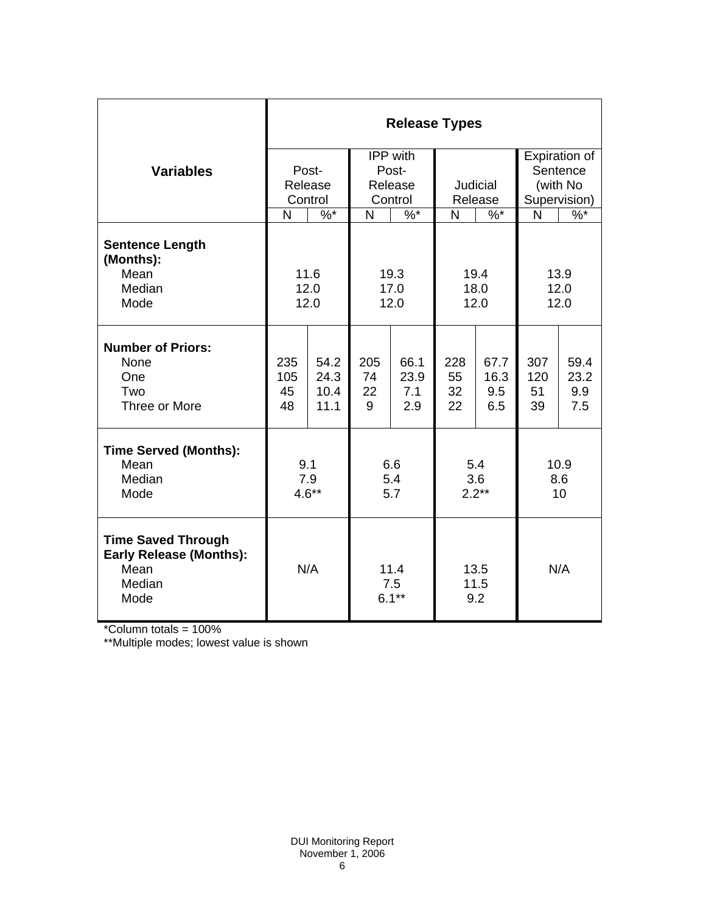| Variables | Release Types | | | | | | | |
|---|---|---|---|---|---|---|---|---|
| | Post-Release Control | | IPP with Post-Release Control | | Judicial Release | | Expiration of Sentence (with No Supervision) | |
| | N | %* | N | %* | N | %* | N | %* |
| **Sentence Length (Months):** | | | | | | | | |
| Mean | 11.6 | | 19.3 | | 19.4 | | 13.9 | |
| Median | 12.0 | | 17.0 | | 18.0 | | 12.0 | |
| Mode | 12.0 | | 12.0 | | 12.0 | | 12.0 | |
| **Number of Priors:** | | | | | | | | |
| None | 235 | 54.2 | 205 | 66.1 | 228 | 67.7 | 307 | 59.4 |
| One | 105 | 24.3 | 74 | 23.9 | 55 | 16.3 | 120 | 23.2 |
| Two | 45 | 10.4 | 22 | 7.1 | 32 | 9.5 | 51 | 9.9 |
| Three or More | 48 | 11.1 | 9 | 2.9 | 22 | 6.5 | 39 | 7.5 |
| **Time Served (Months):** | | | | | | | | |
| Mean | 9.1 | | 6.6 | | 5.4 | | 10.9 | |
| Median | 7.9 | | 5.4 | | 3.6 | | 8.6 | |
| Mode | 4.6** | | 5.7 | | 2.2** | | 10 | |
| **Time Saved Through Early Release (Months):** | | | | | | | | |
| Mean | N/A | | 11.4 | | 13.5 | | N/A | |
| Median | | | 7.5 | | 11.5 | | | |
| Mode | | | 6.1** | | 9.2 | | | |

*Column totals = 100%
**Multiple modes; lowest value is shown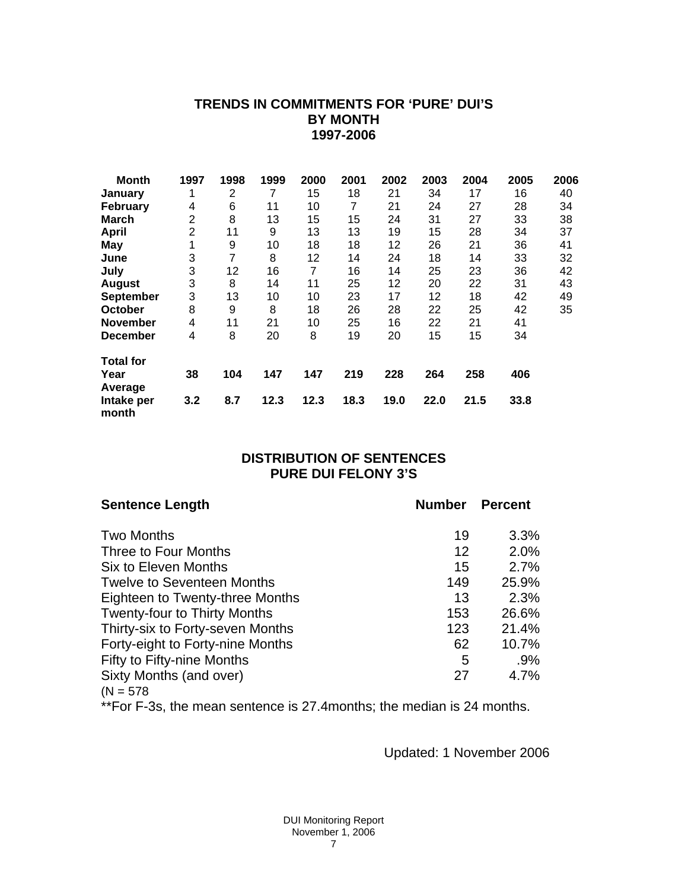## TRENDS IN COMMITMENTS FOR 'PURE' DUI'S
## BY MONTH
## 1997-2006

| Month | 1997 | 1998 | 1999 | 2000 | 2001 | 2002 | 2003 | 2004 | 2005 | 2006 |
|---|---|---|---|---|---|---|---|---|---|---|
| January | 1 | 2 | 7 | 15 | 18 | 21 | 34 | 17 | 16 | 40 |
| February | 4 | 6 | 11 | 10 | 7 | 21 | 24 | 27 | 28 | 34 |
| March | 2 | 8 | 13 | 15 | 15 | 24 | 31 | 27 | 33 | 38 |
| April | 2 | 11 | 9 | 13 | 13 | 19 | 15 | 28 | 34 | 37 |
| May | 1 | 9 | 10 | 18 | 18 | 12 | 26 | 21 | 36 | 41 |
| June | 3 | 7 | 8 | 12 | 14 | 24 | 18 | 14 | 33 | 32 |
| July | 3 | 12 | 16 | 7 | 16 | 14 | 25 | 23 | 36 | 42 |
| August | 3 | 8 | 14 | 11 | 25 | 12 | 20 | 22 | 31 | 43 |
| September | 3 | 13 | 10 | 10 | 23 | 17 | 12 | 18 | 42 | 49 |
| October | 8 | 9 | 8 | 18 | 26 | 28 | 22 | 25 | 42 | 35 |
| November | 4 | 11 | 21 | 10 | 25 | 16 | 22 | 21 | 41 | |
| December | 4 | 8 | 20 | 8 | 19 | 20 | 15 | 15 | 34 | |
| **Total for Year** | **38** | **104** | **147** | **147** | **219** | **228** | **264** | **258** | **406** | |
| **Average Intake per month** | **3.2** | **8.7** | **12.3** | **12.3** | **18.3** | **19.0** | **22.0** | **21.5** | **33.8** | |

## DISTRIBUTION OF SENTENCES
## PURE DUI FELONY 3'S

| Sentence Length | Number | Percent |
|---|---|---|
| Two Months | 19 | 3.3% |
| Three to Four Months | 12 | 2.0% |
| Six to Eleven Months | 15 | 2.7% |
| Twelve to Seventeen Months | 149 | 25.9% |
| Eighteen to Twenty-three Months | 13 | 2.3% |
| Twenty-four to Thirty Months | 153 | 26.6% |
| Thirty-six to Forty-seven Months | 123 | 21.4% |
| Forty-eight to Forty-nine Months | 62 | 10.7% |
| Fifty to Fifty-nine Months | 5 | .9% |
| Sixty Months (and over) | 27 | 4.7% |

(N = 578

**For F-3s, the mean sentence is 27.4months; the median is 24 months.

Updated: 1 November 2006